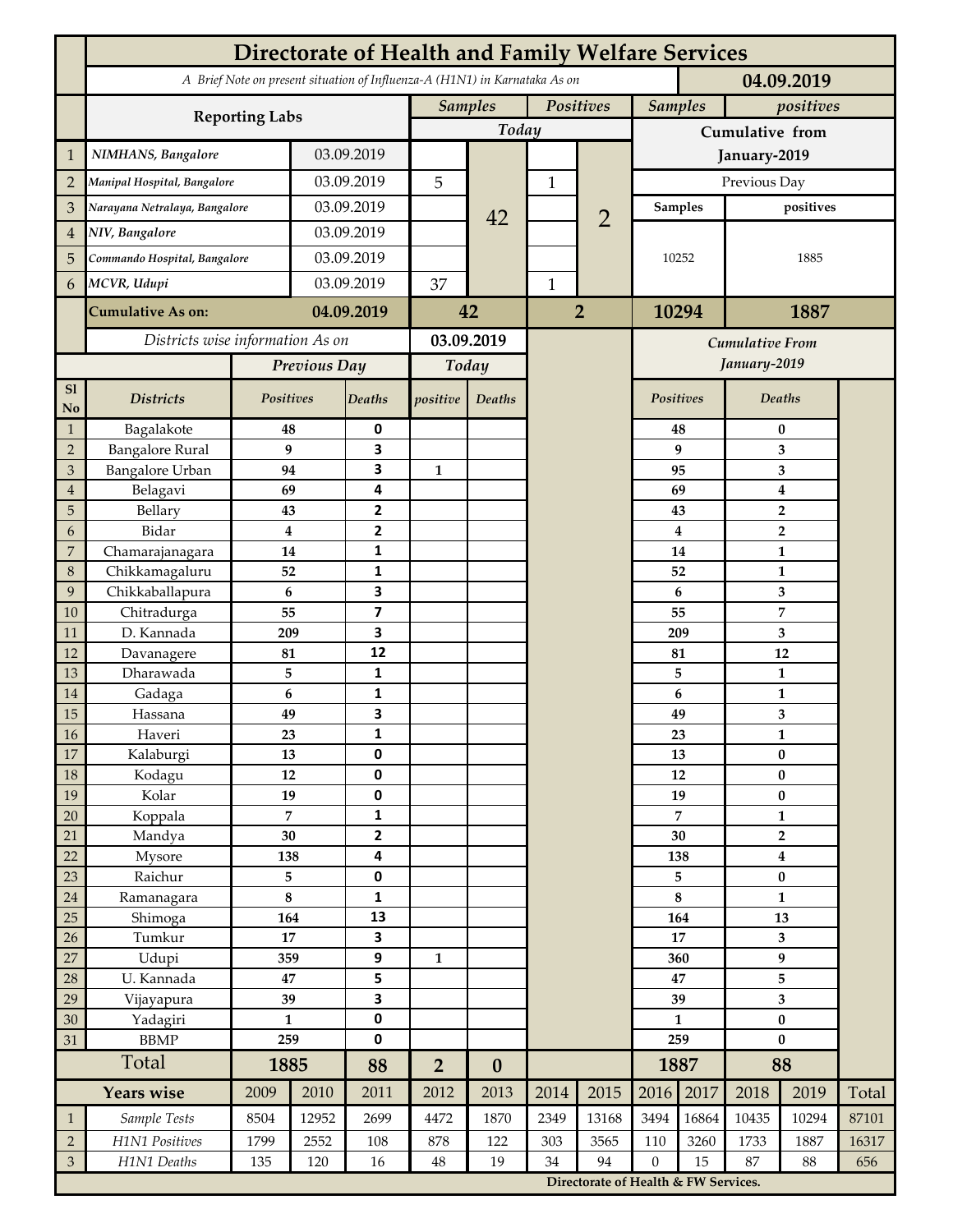# Directorate of Health and Family Welfare Services

*A Brief Note on present situation of Influenza-A (H1N1) in Karnataka As on* **04.09.2019**

| | Reporting Labs | | Samples Today | | Positives Today | | Samples | positives |
|---|---|---|---|---|---|---|---|---|
| 1 | *NIMHANS, Bangalore* | 03.09.2019 | | 42 | | 2 | Cumulative from January-2019 | |
| 2 | *Manipal Hospital, Bangalore* | 03.09.2019 | 5 | | 1 | | Previous Day | |
| 3 | *Narayana Netralaya, Bangalore* | 03.09.2019 | | | | | **Samples** | **positives** |
| 4 | *NIV, Bangalore* | 03.09.2019 | | | | | | |
| 5 | *Commando Hospital, Bangalore* | 03.09.2019 | | | | | 10252 | 1885 |
| 6 | *MCVR, Udupi* | 03.09.2019 | 37 | | 1 | | | |
| | **Cumulative As on:** | **04.09.2019** | **42** | | **2** | | **10294** | **1887** |

*Districts wise information As on* **03.09.2019**

| Sl No | Districts | Previous Day Positives | Previous Day Deaths | Today positive | Today Deaths | Cumulative From January-2019 Positives | Cumulative From January-2019 Deaths |
|---|---|---|---|---|---|---|---|
| 1 | Bagalakote | 48 | 0 | | | 48 | 0 |
| 2 | Bangalore Rural | 9 | 3 | | | 9 | 3 |
| 3 | Bangalore Urban | 94 | 3 | 1 | | 95 | 3 |
| 4 | Belagavi | 69 | 4 | | | 69 | 4 |
| 5 | Bellary | 43 | 2 | | | 43 | 2 |
| 6 | Bidar | 4 | 2 | | | 4 | 2 |
| 7 | Chamarajanagara | 14 | 1 | | | 14 | 1 |
| 8 | Chikkamagaluru | 52 | 1 | | | 52 | 1 |
| 9 | Chikkaballapura | 6 | 3 | | | 6 | 3 |
| 10 | Chitradurga | 55 | 7 | | | 55 | 7 |
| 11 | D. Kannada | 209 | 3 | | | 209 | 3 |
| 12 | Davanagere | 81 | 12 | | | 81 | 12 |
| 13 | Dharawada | 5 | 1 | | | 5 | 1 |
| 14 | Gadaga | 6 | 1 | | | 6 | 1 |
| 15 | Hassana | 49 | 3 | | | 49 | 3 |
| 16 | Haveri | 23 | 1 | | | 23 | 1 |
| 17 | Kalaburgi | 13 | 0 | | | 13 | 0 |
| 18 | Kodagu | 12 | 0 | | | 12 | 0 |
| 19 | Kolar | 19 | 0 | | | 19 | 0 |
| 20 | Koppala | 7 | 1 | | | 7 | 1 |
| 21 | Mandya | 30 | 2 | | | 30 | 2 |
| 22 | Mysore | 138 | 4 | | | 138 | 4 |
| 23 | Raichur | 5 | 0 | | | 5 | 0 |
| 24 | Ramanagara | 8 | 1 | | | 8 | 1 |
| 25 | Shimoga | 164 | 13 | | | 164 | 13 |
| 26 | Tumkur | 17 | 3 | | | 17 | 3 |
| 27 | Udupi | 359 | 9 | 1 | | 360 | 9 |
| 28 | U. Kannada | 47 | 5 | | | 47 | 5 |
| 29 | Vijayapura | 39 | 3 | | | 39 | 3 |
| 30 | Yadagiri | 1 | 0 | | | 1 | 0 |
| 31 | BBMP | 259 | 0 | | | 259 | 0 |
| | **Total** | **1885** | **88** | **2** | **0** | **1887** | **88** |

| | Years wise | 2009 | 2010 | 2011 | 2012 | 2013 | 2014 | 2015 | 2016 | 2017 | 2018 | 2019 | Total |
|---|---|---|---|---|---|---|---|---|---|---|---|---|---|
| 1 | *Sample Tests* | 8504 | 12952 | 2699 | 4472 | 1870 | 2349 | 13168 | 3494 | 16864 | 10435 | 10294 | 87101 |
| 2 | *H1N1 Positives* | 1799 | 2552 | 108 | 878 | 122 | 303 | 3565 | 110 | 3260 | 1733 | 1887 | 16317 |
| 3 | *H1N1 Deaths* | 135 | 120 | 16 | 48 | 19 | 34 | 94 | 0 | 15 | 87 | 88 | 656 |

**Directorate of Health & FW Services.**